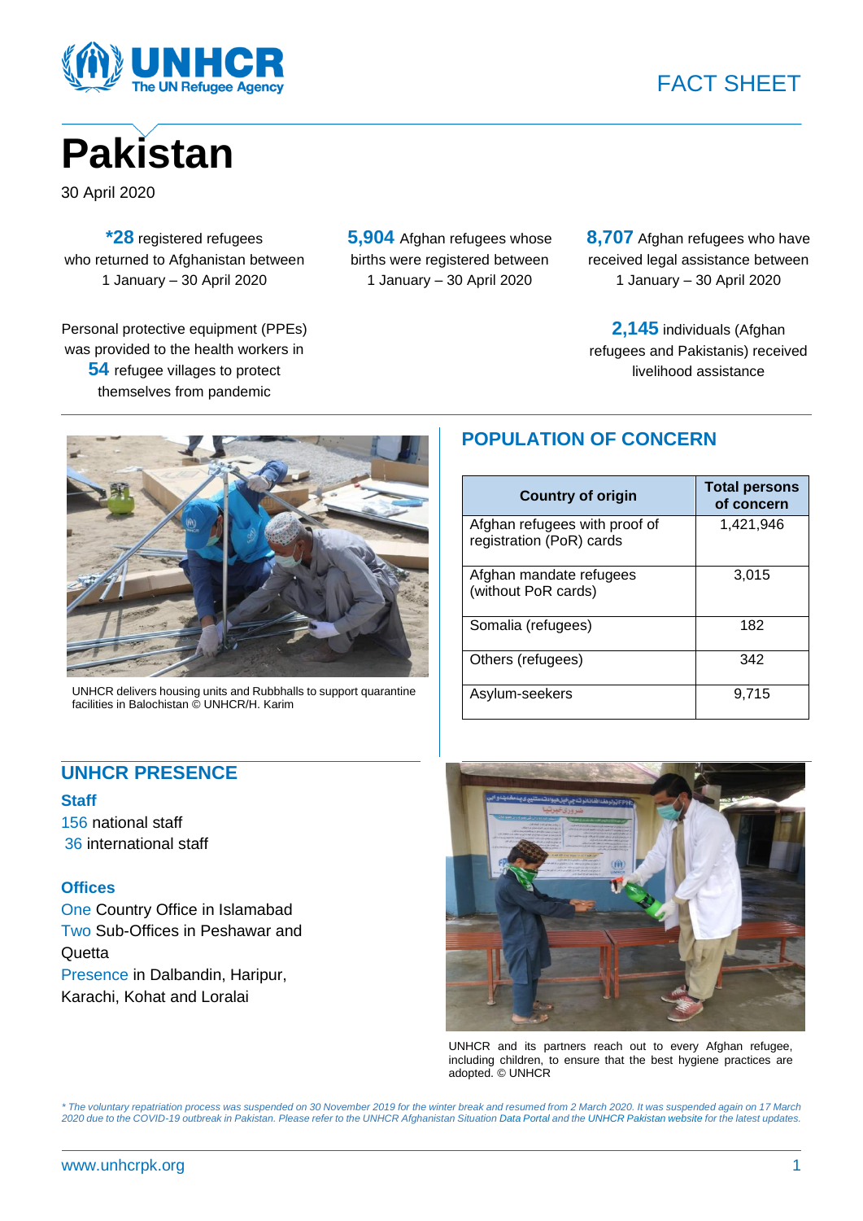FACT SHEET

# Pakistan

30 April 2020

**\*28** registered refugees who returned to Afghanistan between 1 January – 30 April 2020

**5,904** Afghan refugees whose births were registered between 1 January – 30 April 2020

**8,707** Afghan refugees who have received legal assistance between 1 January – 30 April 2020

Personal protective equipment (PPEs) was provided to the health workers in **54** refugee villages to protect themselves from pandemic

**2,145** individuals (Afghan refugees and Pakistanis) received livelihood assistance

UNHCR delivers housing units and Rubbhalls to support quarantine facilities in Balochistan © UNHCR/H. Karim

## POPULATION OF CONCERN

| Country of origin | Total persons of concern |
|---|---|
| Afghan refugees with proof of registration (PoR) cards | 1,421,946 |
| Afghan mandate refugees (without PoR cards) | 3,015 |
| Somalia (refugees) | 182 |
| Others (refugees) | 342 |
| Asylum-seekers | 9,715 |

## UNHCR PRESENCE

### Staff

156 national staff
36 international staff

### Offices

One Country Office in Islamabad
Two Sub-Offices in Peshawar and Quetta
Presence in Dalbandin, Haripur, Karachi, Kohat and Loralai

UNHCR and its partners reach out to every Afghan refugee, including children, to ensure that the best hygiene practices are adopted. © UNHCR

*\* The voluntary repatriation process was suspended on 30 November 2019 for the winter break and resumed from 2 March 2020. It was suspended again on 17 March 2020 due to the COVID-19 outbreak in Pakistan. Please refer to the UNHCR Afghanistan Situation Data Portal and the UNHCR Pakistan website for the latest updates.*

www.unhcrpk.org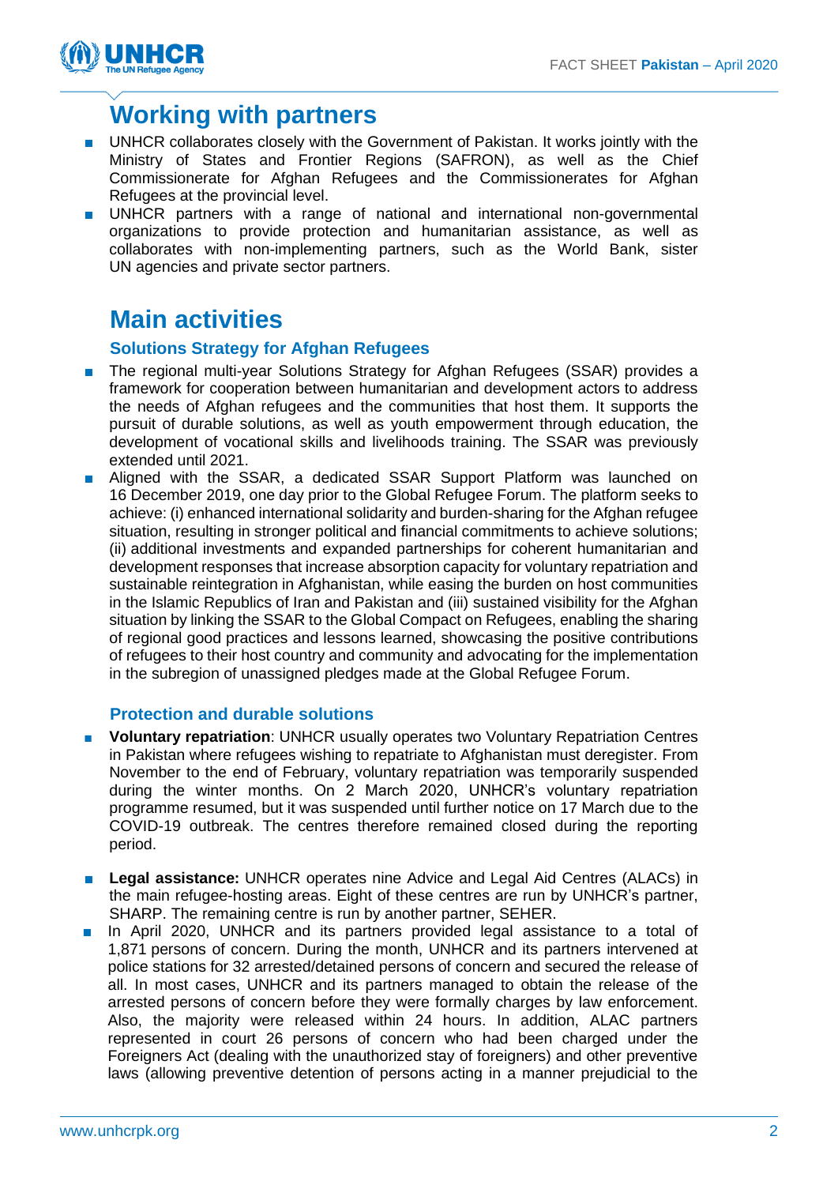## Working with partners

- UNHCR collaborates closely with the Government of Pakistan. It works jointly with the Ministry of States and Frontier Regions (SAFRON), as well as the Chief Commissionerate for Afghan Refugees and the Commissionerates for Afghan Refugees at the provincial level.
- UNHCR partners with a range of national and international non-governmental organizations to provide protection and humanitarian assistance, as well as collaborates with non-implementing partners, such as the World Bank, sister UN agencies and private sector partners.

## Main activities

### Solutions Strategy for Afghan Refugees

- The regional multi-year Solutions Strategy for Afghan Refugees (SSAR) provides a framework for cooperation between humanitarian and development actors to address the needs of Afghan refugees and the communities that host them. It supports the pursuit of durable solutions, as well as youth empowerment through education, the development of vocational skills and livelihoods training. The SSAR was previously extended until 2021.
- Aligned with the SSAR, a dedicated SSAR Support Platform was launched on 16 December 2019, one day prior to the Global Refugee Forum. The platform seeks to achieve: (i) enhanced international solidarity and burden-sharing for the Afghan refugee situation, resulting in stronger political and financial commitments to achieve solutions; (ii) additional investments and expanded partnerships for coherent humanitarian and development responses that increase absorption capacity for voluntary repatriation and sustainable reintegration in Afghanistan, while easing the burden on host communities in the Islamic Republics of Iran and Pakistan and (iii) sustained visibility for the Afghan situation by linking the SSAR to the Global Compact on Refugees, enabling the sharing of regional good practices and lessons learned, showcasing the positive contributions of refugees to their host country and community and advocating for the implementation in the subregion of unassigned pledges made at the Global Refugee Forum.

### Protection and durable solutions

- **Voluntary repatriation**: UNHCR usually operates two Voluntary Repatriation Centres in Pakistan where refugees wishing to repatriate to Afghanistan must deregister. From November to the end of February, voluntary repatriation was temporarily suspended during the winter months. On 2 March 2020, UNHCR's voluntary repatriation programme resumed, but it was suspended until further notice on 17 March due to the COVID-19 outbreak. The centres therefore remained closed during the reporting period.

- **Legal assistance:** UNHCR operates nine Advice and Legal Aid Centres (ALACs) in the main refugee-hosting areas. Eight of these centres are run by UNHCR's partner, SHARP. The remaining centre is run by another partner, SEHER.
- In April 2020, UNHCR and its partners provided legal assistance to a total of 1,871 persons of concern. During the month, UNHCR and its partners intervened at police stations for 32 arrested/detained persons of concern and secured the release of all. In most cases, UNHCR and its partners managed to obtain the release of the arrested persons of concern before they were formally charges by law enforcement. Also, the majority were released within 24 hours. In addition, ALAC partners represented in court 26 persons of concern who had been charged under the Foreigners Act (dealing with the unauthorized stay of foreigners) and other preventive laws (allowing preventive detention of persons acting in a manner prejudicial to the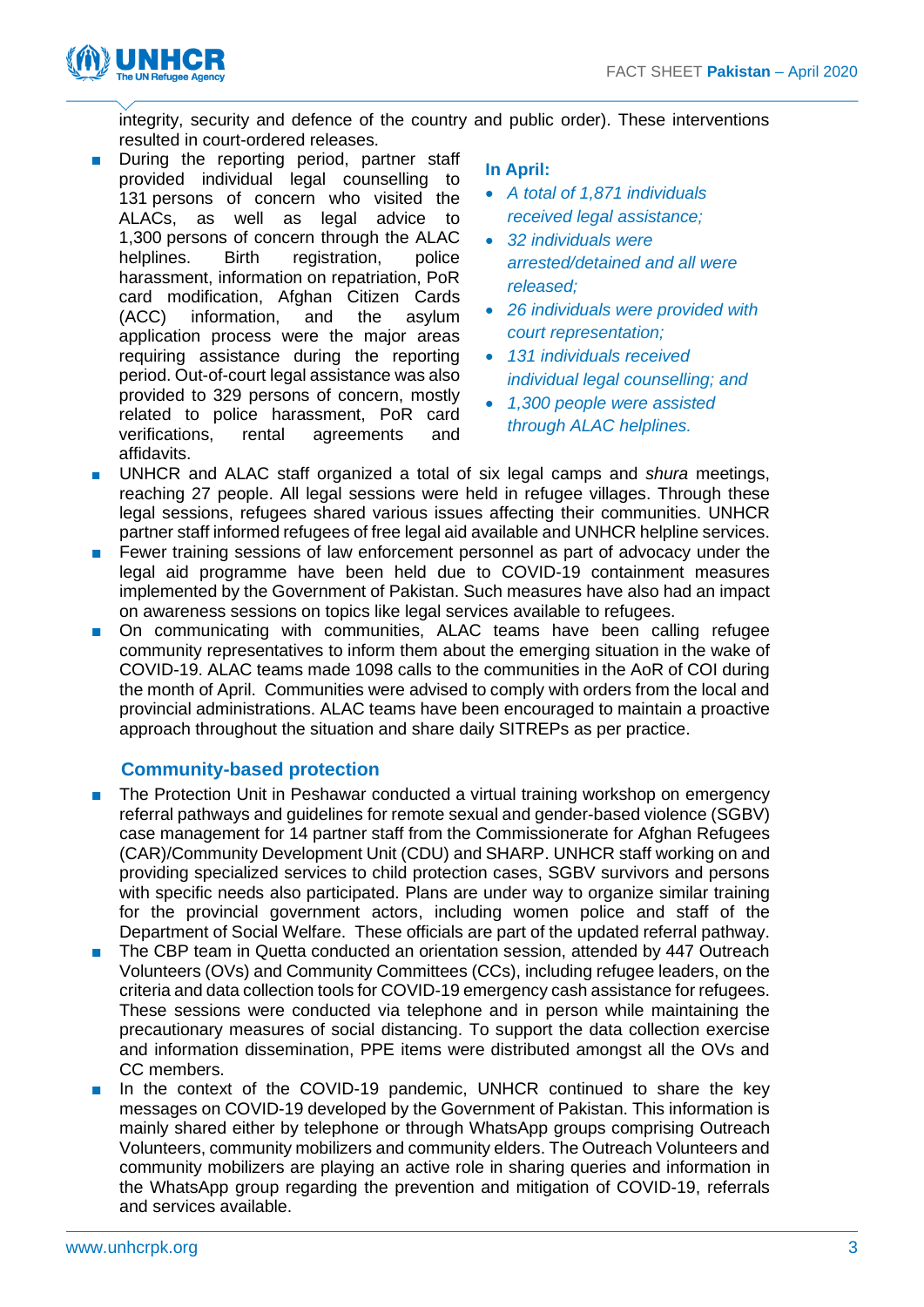integrity, security and defence of the country and public order). These interventions resulted in court-ordered releases.

- During the reporting period, partner staff provided individual legal counselling to 131 persons of concern who visited the ALACs, as well as legal advice to 1,300 persons of concern through the ALAC helplines. Birth registration, police harassment, information on repatriation, PoR card modification, Afghan Citizen Cards (ACC) information, and the asylum application process were the major areas requiring assistance during the reporting period. Out-of-court legal assistance was also provided to 329 persons of concern, mostly related to police harassment, PoR card verifications, rental agreements and affidavits.

**In April:**

- *A total of 1,871 individuals received legal assistance;*
- *32 individuals were arrested/detained and all were released;*
- *26 individuals were provided with court representation;*
- *131 individuals received individual legal counselling; and*
- *1,300 people were assisted through ALAC helplines.*

- UNHCR and ALAC staff organized a total of six legal camps and *shura* meetings, reaching 27 people. All legal sessions were held in refugee villages. Through these legal sessions, refugees shared various issues affecting their communities. UNHCR partner staff informed refugees of free legal aid available and UNHCR helpline services.
- Fewer training sessions of law enforcement personnel as part of advocacy under the legal aid programme have been held due to COVID-19 containment measures implemented by the Government of Pakistan. Such measures have also had an impact on awareness sessions on topics like legal services available to refugees.
- On communicating with communities, ALAC teams have been calling refugee community representatives to inform them about the emerging situation in the wake of COVID-19. ALAC teams made 1098 calls to the communities in the AoR of COI during the month of April. Communities were advised to comply with orders from the local and provincial administrations. ALAC teams have been encouraged to maintain a proactive approach throughout the situation and share daily SITREPs as per practice.

## Community-based protection

- The Protection Unit in Peshawar conducted a virtual training workshop on emergency referral pathways and guidelines for remote sexual and gender-based violence (SGBV) case management for 14 partner staff from the Commissionerate for Afghan Refugees (CAR)/Community Development Unit (CDU) and SHARP. UNHCR staff working on and providing specialized services to child protection cases, SGBV survivors and persons with specific needs also participated. Plans are under way to organize similar training for the provincial government actors, including women police and staff of the Department of Social Welfare. These officials are part of the updated referral pathway.
- The CBP team in Quetta conducted an orientation session, attended by 447 Outreach Volunteers (OVs) and Community Committees (CCs), including refugee leaders, on the criteria and data collection tools for COVID-19 emergency cash assistance for refugees. These sessions were conducted via telephone and in person while maintaining the precautionary measures of social distancing. To support the data collection exercise and information dissemination, PPE items were distributed amongst all the OVs and CC members.
- In the context of the COVID-19 pandemic, UNHCR continued to share the key messages on COVID-19 developed by the Government of Pakistan. This information is mainly shared either by telephone or through WhatsApp groups comprising Outreach Volunteers, community mobilizers and community elders. The Outreach Volunteers and community mobilizers are playing an active role in sharing queries and information in the WhatsApp group regarding the prevention and mitigation of COVID-19, referrals and services available.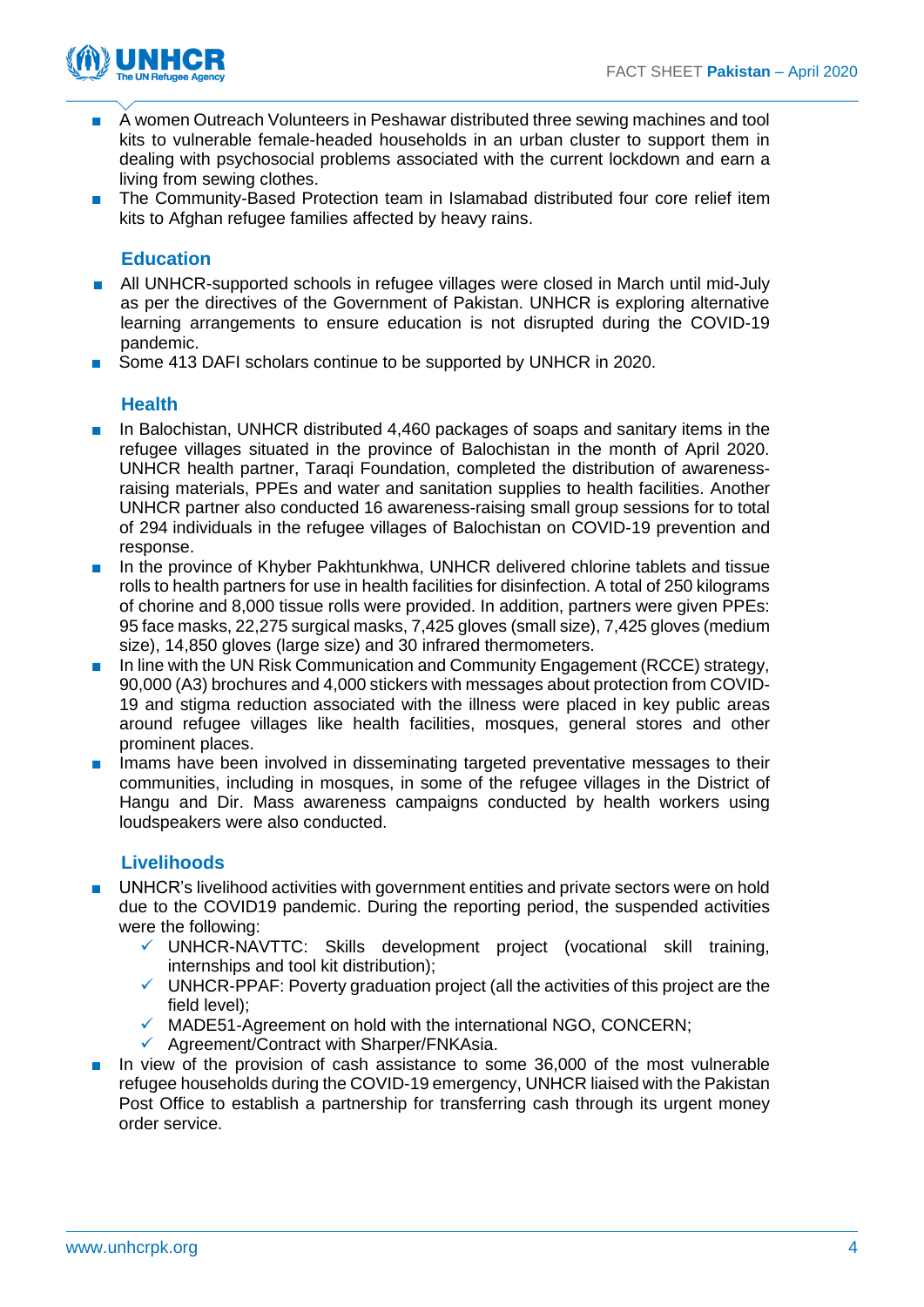- A women Outreach Volunteers in Peshawar distributed three sewing machines and tool kits to vulnerable female-headed households in an urban cluster to support them in dealing with psychosocial problems associated with the current lockdown and earn a living from sewing clothes.
- The Community-Based Protection team in Islamabad distributed four core relief item kits to Afghan refugee families affected by heavy rains.

### Education

- All UNHCR-supported schools in refugee villages were closed in March until mid-July as per the directives of the Government of Pakistan. UNHCR is exploring alternative learning arrangements to ensure education is not disrupted during the COVID-19 pandemic.
- Some 413 DAFI scholars continue to be supported by UNHCR in 2020.

### Health

- In Balochistan, UNHCR distributed 4,460 packages of soaps and sanitary items in the refugee villages situated in the province of Balochistan in the month of April 2020. UNHCR health partner, Taraqi Foundation, completed the distribution of awareness-raising materials, PPEs and water and sanitation supplies to health facilities. Another UNHCR partner also conducted 16 awareness-raising small group sessions for to total of 294 individuals in the refugee villages of Balochistan on COVID-19 prevention and response.
- In the province of Khyber Pakhtunkhwa, UNHCR delivered chlorine tablets and tissue rolls to health partners for use in health facilities for disinfection. A total of 250 kilograms of chorine and 8,000 tissue rolls were provided. In addition, partners were given PPEs: 95 face masks, 22,275 surgical masks, 7,425 gloves (small size), 7,425 gloves (medium size), 14,850 gloves (large size) and 30 infrared thermometers.
- In line with the UN Risk Communication and Community Engagement (RCCE) strategy, 90,000 (A3) brochures and 4,000 stickers with messages about protection from COVID-19 and stigma reduction associated with the illness were placed in key public areas around refugee villages like health facilities, mosques, general stores and other prominent places.
- Imams have been involved in disseminating targeted preventative messages to their communities, including in mosques, in some of the refugee villages in the District of Hangu and Dir. Mass awareness campaigns conducted by health workers using loudspeakers were also conducted.

### Livelihoods

- UNHCR's livelihood activities with government entities and private sectors were on hold due to the COVID19 pandemic. During the reporting period, the suspended activities were the following:
  - ✓ UNHCR-NAVTTC: Skills development project (vocational skill training, internships and tool kit distribution);
  - ✓ UNHCR-PPAF: Poverty graduation project (all the activities of this project are the field level);
  - ✓ MADE51-Agreement on hold with the international NGO, CONCERN;
  - ✓ Agreement/Contract with Sharper/FNKAsia.
- In view of the provision of cash assistance to some 36,000 of the most vulnerable refugee households during the COVID-19 emergency, UNHCR liaised with the Pakistan Post Office to establish a partnership for transferring cash through its urgent money order service.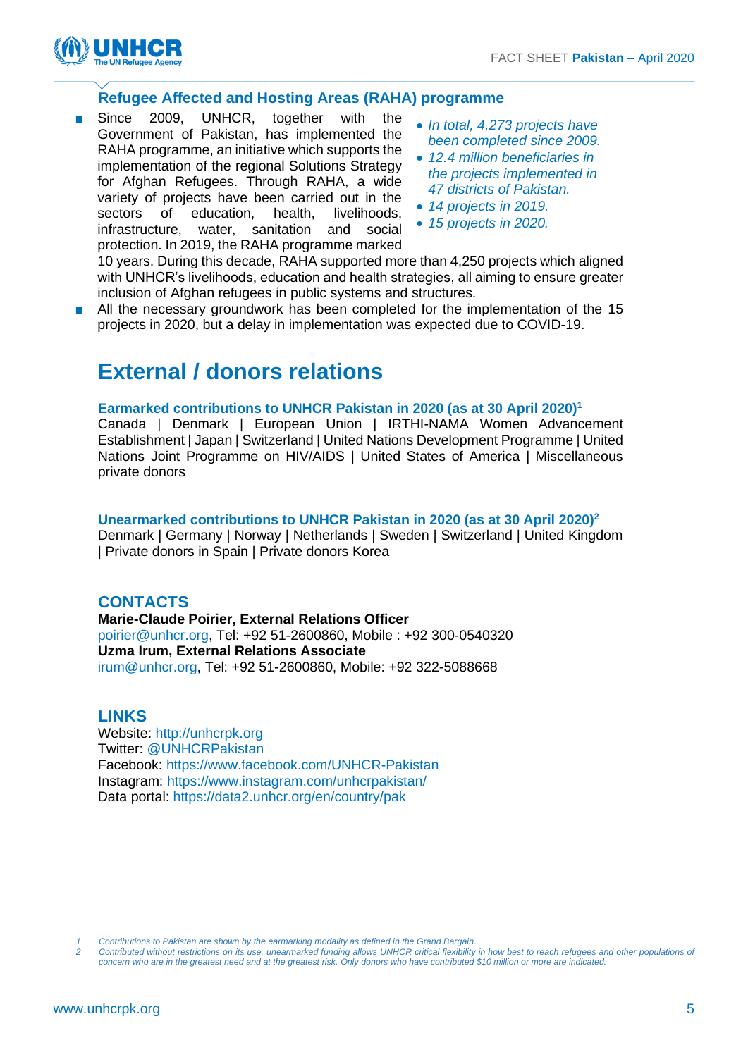### Refugee Affected and Hosting Areas (RAHA) programme

- Since 2009, UNHCR, together with the Government of Pakistan, has implemented the RAHA programme, an initiative which supports the implementation of the regional Solutions Strategy for Afghan Refugees. Through RAHA, a wide variety of projects have been carried out in the sectors of education, health, livelihoods, infrastructure, water, sanitation and social protection. In 2019, the RAHA programme marked 10 years. During this decade, RAHA supported more than 4,250 projects which aligned with UNHCR's livelihoods, education and health strategies, all aiming to ensure greater inclusion of Afghan refugees in public systems and structures.
- All the necessary groundwork has been completed for the implementation of the 15 projects in 2020, but a delay in implementation was expected due to COVID-19.

- *In total, 4,273 projects have been completed since 2009.*
- *12.4 million beneficiaries in the projects implemented in 47 districts of Pakistan.*
- *14 projects in 2019.*
- *15 projects in 2020.*

## External / donors relations

**Earmarked contributions to UNHCR Pakistan in 2020 (as at 30 April 2020)[1]**

Canada | Denmark | European Union | IRTHI-NAMA Women Advancement Establishment | Japan | Switzerland | United Nations Development Programme | United Nations Joint Programme on HIV/AIDS | United States of America | Miscellaneous private donors

**Unearmarked contributions to UNHCR Pakistan in 2020 (as at 30 April 2020)[2]**

Denmark | Germany | Norway | Netherlands | Sweden | Switzerland | United Kingdom | Private donors in Spain | Private donors Korea

### CONTACTS

**Marie-Claude Poirier, External Relations Officer**
poirier@unhcr.org, Tel: +92 51-2600860, Mobile : +92 300-0540320
**Uzma Irum, External Relations Associate**
irum@unhcr.org, Tel: +92 51-2600860, Mobile: +92 322-5088668

### LINKS

Website: http://unhcrpk.org
Twitter: @UNHCRPakistan
Facebook: https://www.facebook.com/UNHCR-Pakistan
Instagram: https://www.instagram.com/unhcrpakistan/
Data portal: https://data2.unhcr.org/en/country/pak

---

1 *Contributions to Pakistan are shown by the earmarking modality as defined in the Grand Bargain.*
2 *Contributed without restrictions on its use, unearmarked funding allows UNHCR critical flexibility in how best to reach refugees and other populations of concern who are in the greatest need and at the greatest risk. Only donors who have contributed $10 million or more are indicated.*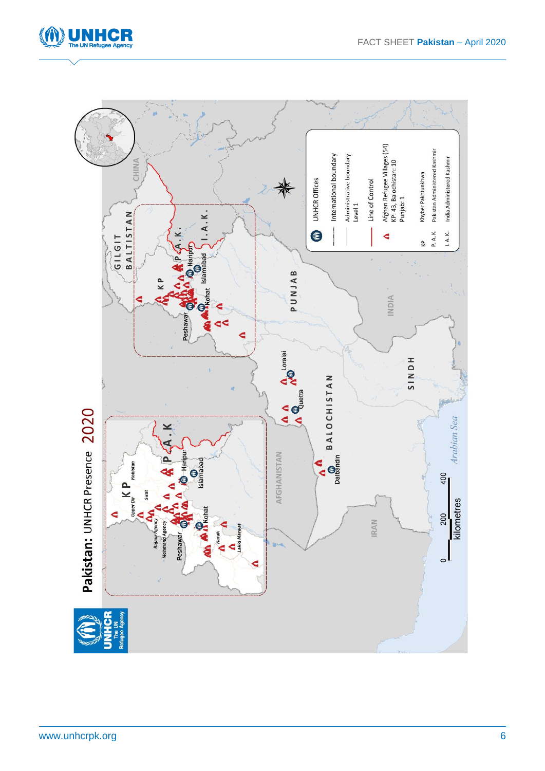# Pakistan: UNHCR Presence 2020

GILGIT BALTISTAN

CHINA

KP

P.A.K.

I.A.K.

Haripur

Islamabad

Peshawar

Kohat

PUNJAB

INDIA

Loralai

Quetta

BALOCHISTAN

SINDH

Dalbandin

AFGHANISTAN

IRAN

Arabian Sea

0 200 400

kilometres

Upper Dir

Kohistan

Swat

Bajaur Agency

Mohmand Agency

Karak

Lakki Marwat

UNHCR Offices

International boundary

Administrative boundary Level 1

Line of Control

Afghan Refugee Villages (54)
KP: 43, Balochistan: 10
Punjab: 1

KP Khyber Pakhtunkhwa

P. A. K. Pakistan Administered Kashmir

I. A. K. India Administered Kashmir

www.unhcrpk.org